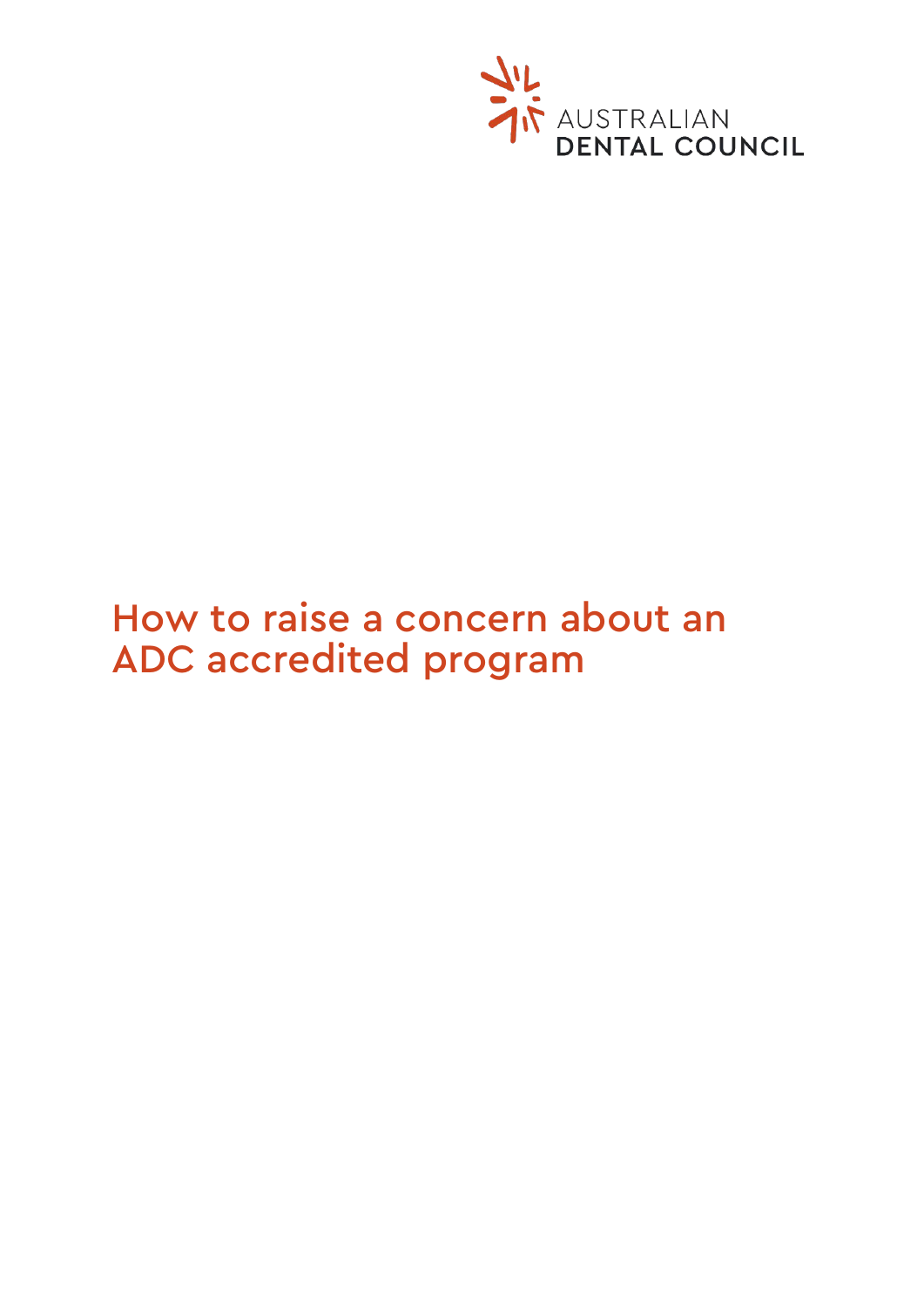AUSTRALIAN DENTAL COUNCIL

# How to raise a concern about an ADC accredited program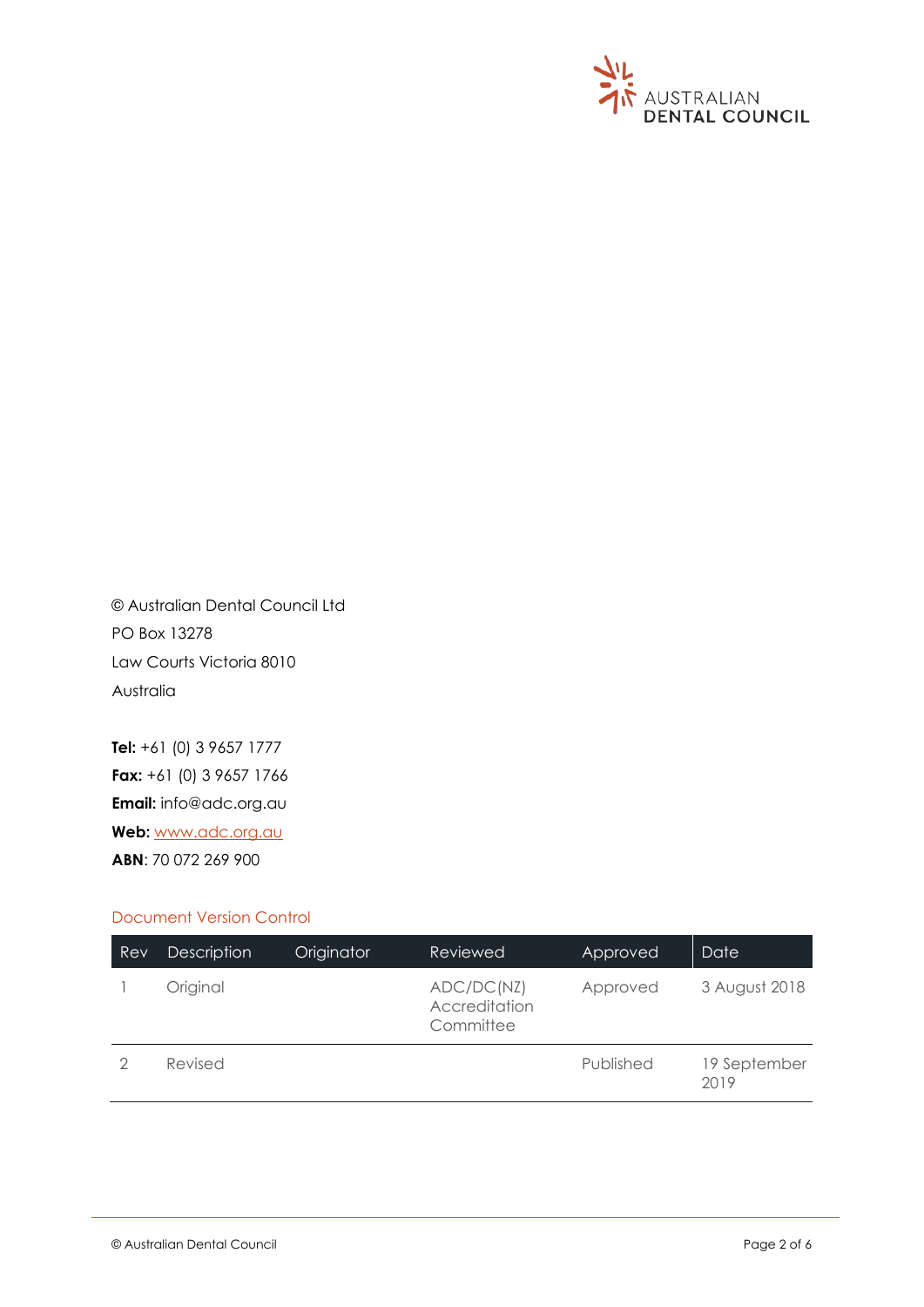© Australian Dental Council Ltd

PO Box 13278

Law Courts Victoria 8010

Australia

**Tel:** +61 (0) 3 9657 1777

**Fax:** +61 (0) 3 9657 1766

**Email:** info@adc.org.au

**Web:** www.adc.org.au

**ABN**: 70 072 269 900

## Document Version Control

| Rev | Description | Originator | Reviewed | Approved | Date |
|---|---|---|---|---|---|
| 1 | Original | | ADC/DC(NZ) Accreditation Committee | Approved | 3 August 2018 |
| 2 | Revised | | | Published | 19 September 2019 |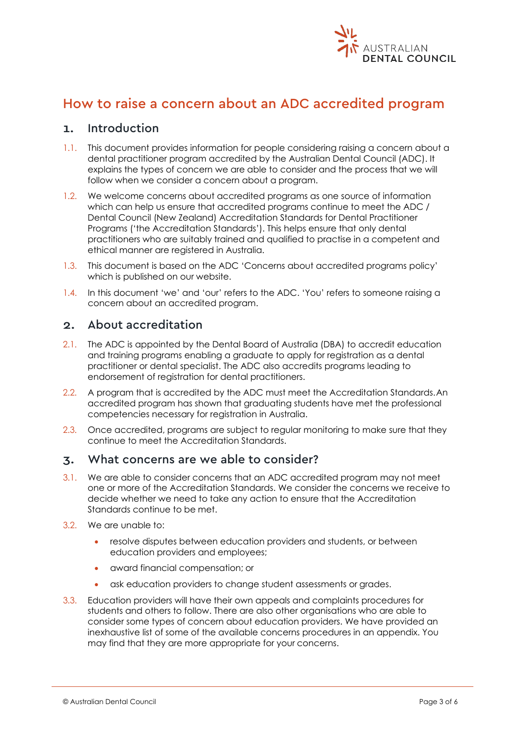# How to raise a concern about an ADC accredited program

## 1. Introduction

1.1. This document provides information for people considering raising a concern about a dental practitioner program accredited by the Australian Dental Council (ADC). It explains the types of concern we are able to consider and the process that we will follow when we consider a concern about a program.

1.2. We welcome concerns about accredited programs as one source of information which can help us ensure that accredited programs continue to meet the ADC / Dental Council (New Zealand) Accreditation Standards for Dental Practitioner Programs ('the Accreditation Standards'). This helps ensure that only dental practitioners who are suitably trained and qualified to practise in a competent and ethical manner are registered in Australia.

1.3. This document is based on the ADC 'Concerns about accredited programs policy' which is published on our website.

1.4. In this document 'we' and 'our' refers to the ADC. 'You' refers to someone raising a concern about an accredited program.

## 2. About accreditation

2.1. The ADC is appointed by the Dental Board of Australia (DBA) to accredit education and training programs enabling a graduate to apply for registration as a dental practitioner or dental specialist. The ADC also accredits programs leading to endorsement of registration for dental practitioners.

2.2. A program that is accredited by the ADC must meet the Accreditation Standards. An accredited program has shown that graduating students have met the professional competencies necessary for registration in Australia.

2.3. Once accredited, programs are subject to regular monitoring to make sure that they continue to meet the Accreditation Standards.

## 3. What concerns are we able to consider?

3.1. We are able to consider concerns that an ADC accredited program may not meet one or more of the Accreditation Standards. We consider the concerns we receive to decide whether we need to take any action to ensure that the Accreditation Standards continue to be met.

3.2. We are unable to:

- resolve disputes between education providers and students, or between education providers and employees;
- award financial compensation; or
- ask education providers to change student assessments or grades.

3.3. Education providers will have their own appeals and complaints procedures for students and others to follow. There are also other organisations who are able to consider some types of concern about education providers. We have provided an inexhaustive list of some of the available concerns procedures in an appendix. You may find that they are more appropriate for your concerns.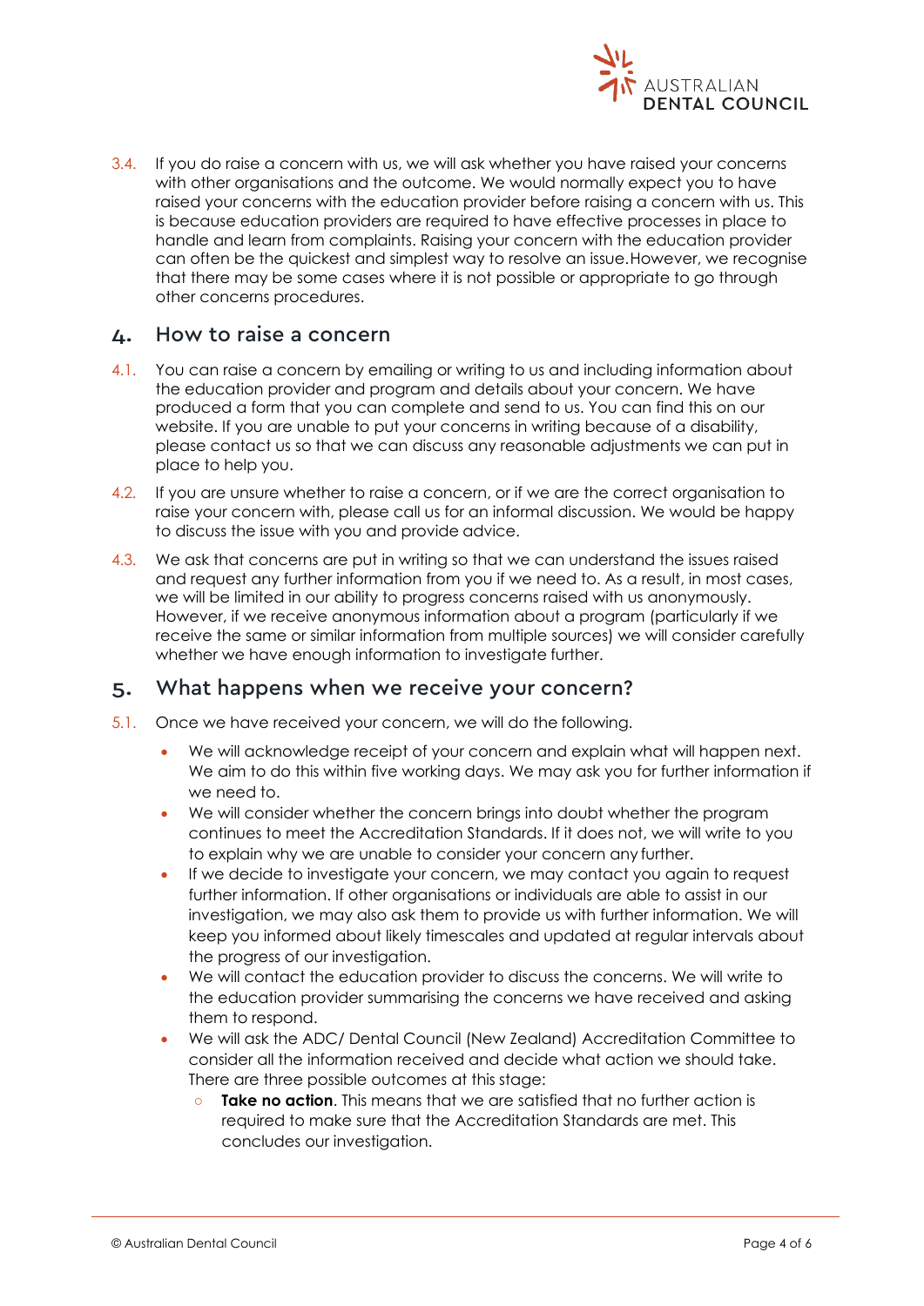3.4. If you do raise a concern with us, we will ask whether you have raised your concerns with other organisations and the outcome. We would normally expect you to have raised your concerns with the education provider before raising a concern with us. This is because education providers are required to have effective processes in place to handle and learn from complaints. Raising your concern with the education provider can often be the quickest and simplest way to resolve an issue. However, we recognise that there may be some cases where it is not possible or appropriate to go through other concerns procedures.

## 4. How to raise a concern

4.1. You can raise a concern by emailing or writing to us and including information about the education provider and program and details about your concern. We have produced a form that you can complete and send to us. You can find this on our website. If you are unable to put your concerns in writing because of a disability, please contact us so that we can discuss any reasonable adjustments we can put in place to help you.

4.2. If you are unsure whether to raise a concern, or if we are the correct organisation to raise your concern with, please call us for an informal discussion. We would be happy to discuss the issue with you and provide advice.

4.3. We ask that concerns are put in writing so that we can understand the issues raised and request any further information from you if we need to. As a result, in most cases, we will be limited in our ability to progress concerns raised with us anonymously. However, if we receive anonymous information about a program (particularly if we receive the same or similar information from multiple sources) we will consider carefully whether we have enough information to investigate further.

## 5. What happens when we receive your concern?

5.1. Once we have received your concern, we will do the following.

- We will acknowledge receipt of your concern and explain what will happen next. We aim to do this within five working days. We may ask you for further information if we need to.
- We will consider whether the concern brings into doubt whether the program continues to meet the Accreditation Standards. If it does not, we will write to you to explain why we are unable to consider your concern any further.
- If we decide to investigate your concern, we may contact you again to request further information. If other organisations or individuals are able to assist in our investigation, we may also ask them to provide us with further information. We will keep you informed about likely timescales and updated at regular intervals about the progress of our investigation.
- We will contact the education provider to discuss the concerns. We will write to the education provider summarising the concerns we have received and asking them to respond.
- We will ask the ADC/ Dental Council (New Zealand) Accreditation Committee to consider all the information received and decide what action we should take. There are three possible outcomes at this stage:
  - **Take no action**. This means that we are satisfied that no further action is required to make sure that the Accreditation Standards are met. This concludes our investigation.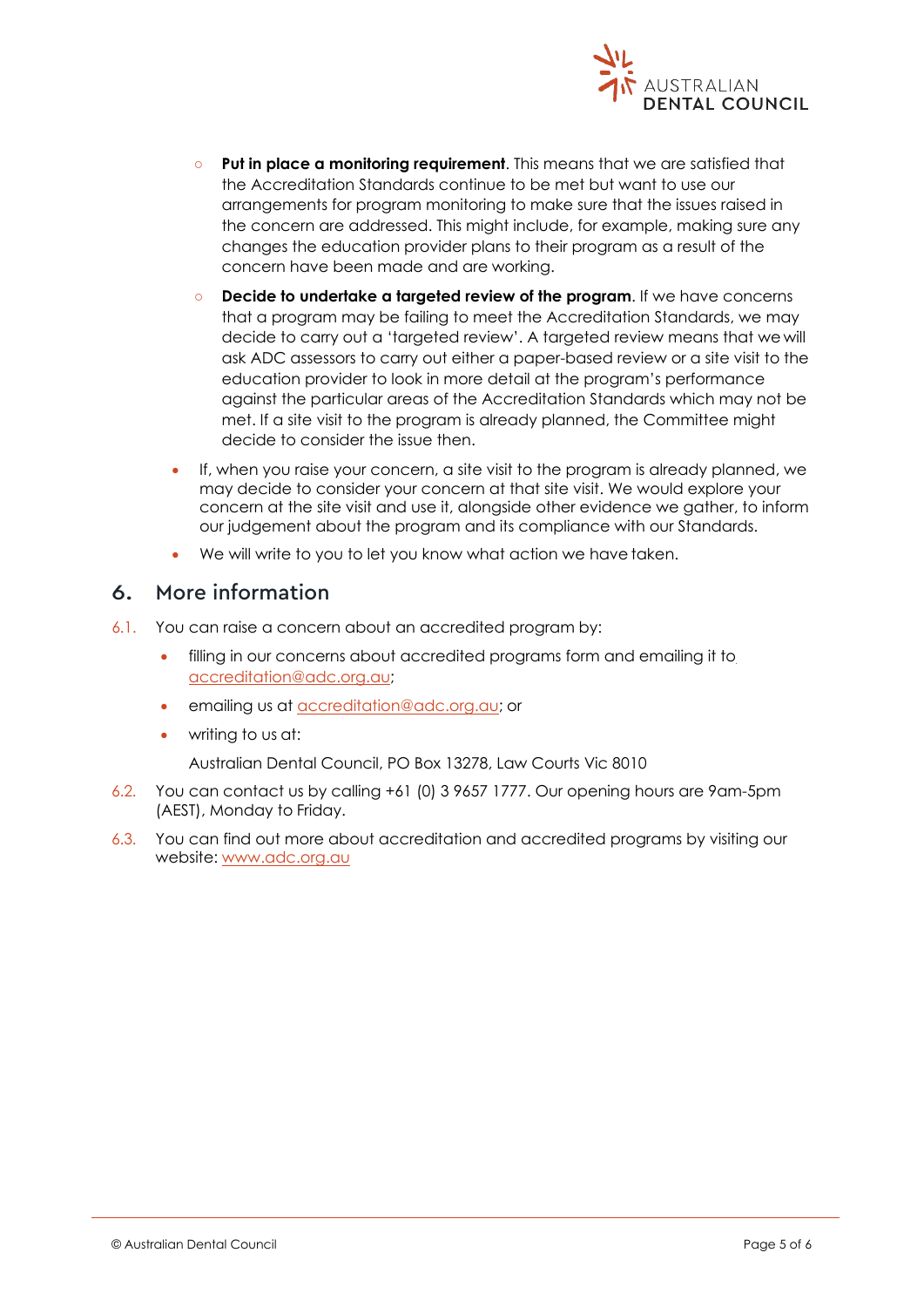- **Put in place a monitoring requirement**. This means that we are satisfied that the Accreditation Standards continue to be met but want to use our arrangements for program monitoring to make sure that the issues raised in the concern are addressed. This might include, for example, making sure any changes the education provider plans to their program as a result of the concern have been made and are working.
    - **Decide to undertake a targeted review of the program**. If we have concerns that a program may be failing to meet the Accreditation Standards, we may decide to carry out a 'targeted review'. A targeted review means that we will ask ADC assessors to carry out either a paper-based review or a site visit to the education provider to look in more detail at the program's performance against the particular areas of the Accreditation Standards which may not be met. If a site visit to the program is already planned, the Committee might decide to consider the issue then.
- If, when you raise your concern, a site visit to the program is already planned, we may decide to consider your concern at that site visit. We would explore your concern at the site visit and use it, alongside other evidence we gather, to inform our judgement about the program and its compliance with our Standards.
- We will write to you to let you know what action we have taken.

## 6. More information

6.1. You can raise a concern about an accredited program by:

- filling in our concerns about accredited programs form and emailing it to accreditation@adc.org.au;
- emailing us at accreditation@adc.org.au; or
- writing to us at:

  Australian Dental Council, PO Box 13278, Law Courts Vic 8010

6.2. You can contact us by calling +61 (0) 3 9657 1777. Our opening hours are 9am-5pm (AEST), Monday to Friday.

6.3. You can find out more about accreditation and accredited programs by visiting our website: www.adc.org.au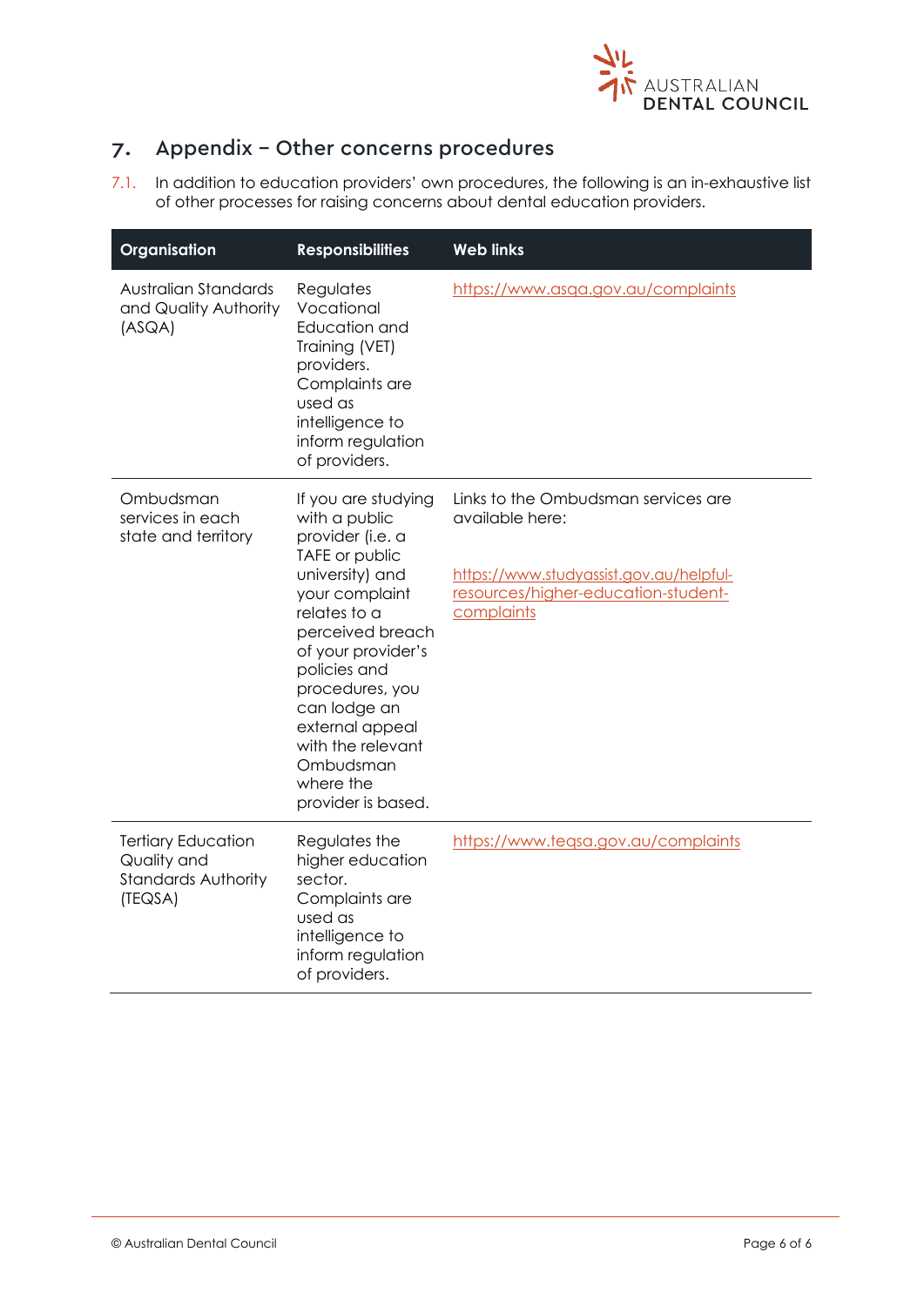## 7. Appendix – Other concerns procedures

7.1. In addition to education providers' own procedures, the following is an in-exhaustive list of other processes for raising concerns about dental education providers.

| Organisation | Responsibilities | Web links |
|---|---|---|
| Australian Standards and Quality Authority (ASQA) | Regulates Vocational Education and Training (VET) providers. Complaints are used as intelligence to inform regulation of providers. | https://www.asqa.gov.au/complaints |
| Ombudsman services in each state and territory | If you are studying with a public provider (i.e. a TAFE or public university) and your complaint relates to a perceived breach of your provider's policies and procedures, you can lodge an external appeal with the relevant Ombudsman where the provider is based. | Links to the Ombudsman services are available here:<br><br>https://www.studyassist.gov.au/helpful-resources/higher-education-student-complaints |
| Tertiary Education Quality and Standards Authority (TEQSA) | Regulates the higher education sector. Complaints are used as intelligence to inform regulation of providers. | https://www.teqsa.gov.au/complaints |